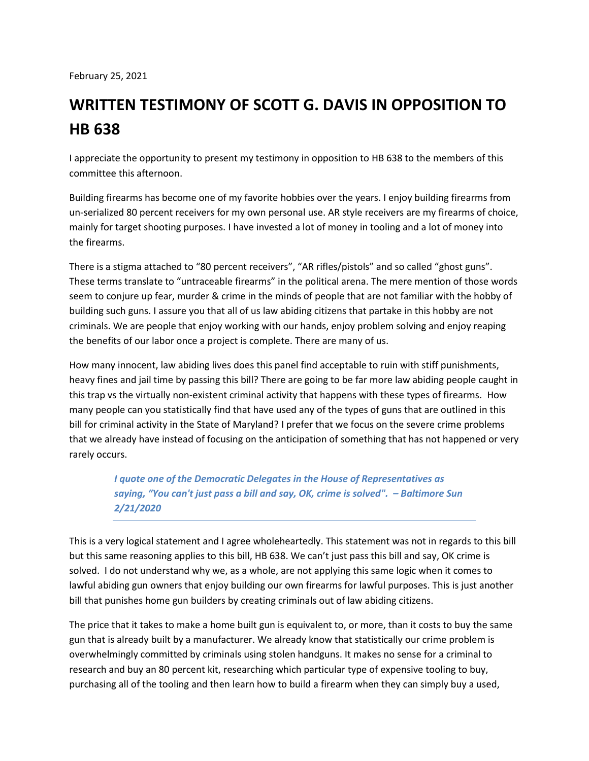February 25, 2021

# WRITTEN TESTIMONY OF SCOTT G. DAVIS IN OPPOSITION TO HB 638

I appreciate the opportunity to present my testimony in opposition to HB 638 to the members of this committee this afternoon.

Building firearms has become one of my favorite hobbies over the years. I enjoy building firearms from un-serialized 80 percent receivers for my own personal use. AR style receivers are my firearms of choice, mainly for target shooting purposes. I have invested a lot of money in tooling and a lot of money into the firearms.

There is a stigma attached to “80 percent receivers”, “AR rifles/pistols” and so called “ghost guns”. These terms translate to “untraceable firearms” in the political arena. The mere mention of those words seem to conjure up fear, murder & crime in the minds of people that are not familiar with the hobby of building such guns. I assure you that all of us law abiding citizens that partake in this hobby are not criminals. We are people that enjoy working with our hands, enjoy problem solving and enjoy reaping the benefits of our labor once a project is complete. There are many of us.

How many innocent, law abiding lives does this panel find acceptable to ruin with stiff punishments, heavy fines and jail time by passing this bill? There are going to be far more law abiding people caught in this trap vs the virtually non-existent criminal activity that happens with these types of firearms. How many people can you statistically find that have used any of the types of guns that are outlined in this bill for criminal activity in the State of Maryland? I prefer that we focus on the severe crime problems that we already have instead of focusing on the anticipation of something that has not happened or very rarely occurs.

> ***I quote one of the Democratic Delegates in the House of Representatives as saying, “You can't just pass a bill and say, OK, crime is solved". – Baltimore Sun 2/21/2020***

This is a very logical statement and I agree wholeheartedly. This statement was not in regards to this bill but this same reasoning applies to this bill, HB 638. We can’t just pass this bill and say, OK crime is solved. I do not understand why we, as a whole, are not applying this same logic when it comes to lawful abiding gun owners that enjoy building our own firearms for lawful purposes. This is just another bill that punishes home gun builders by creating criminals out of law abiding citizens.

The price that it takes to make a home built gun is equivalent to, or more, than it costs to buy the same gun that is already built by a manufacturer. We already know that statistically our crime problem is overwhelmingly committed by criminals using stolen handguns. It makes no sense for a criminal to research and buy an 80 percent kit, researching which particular type of expensive tooling to buy, purchasing all of the tooling and then learn how to build a firearm when they can simply buy a used,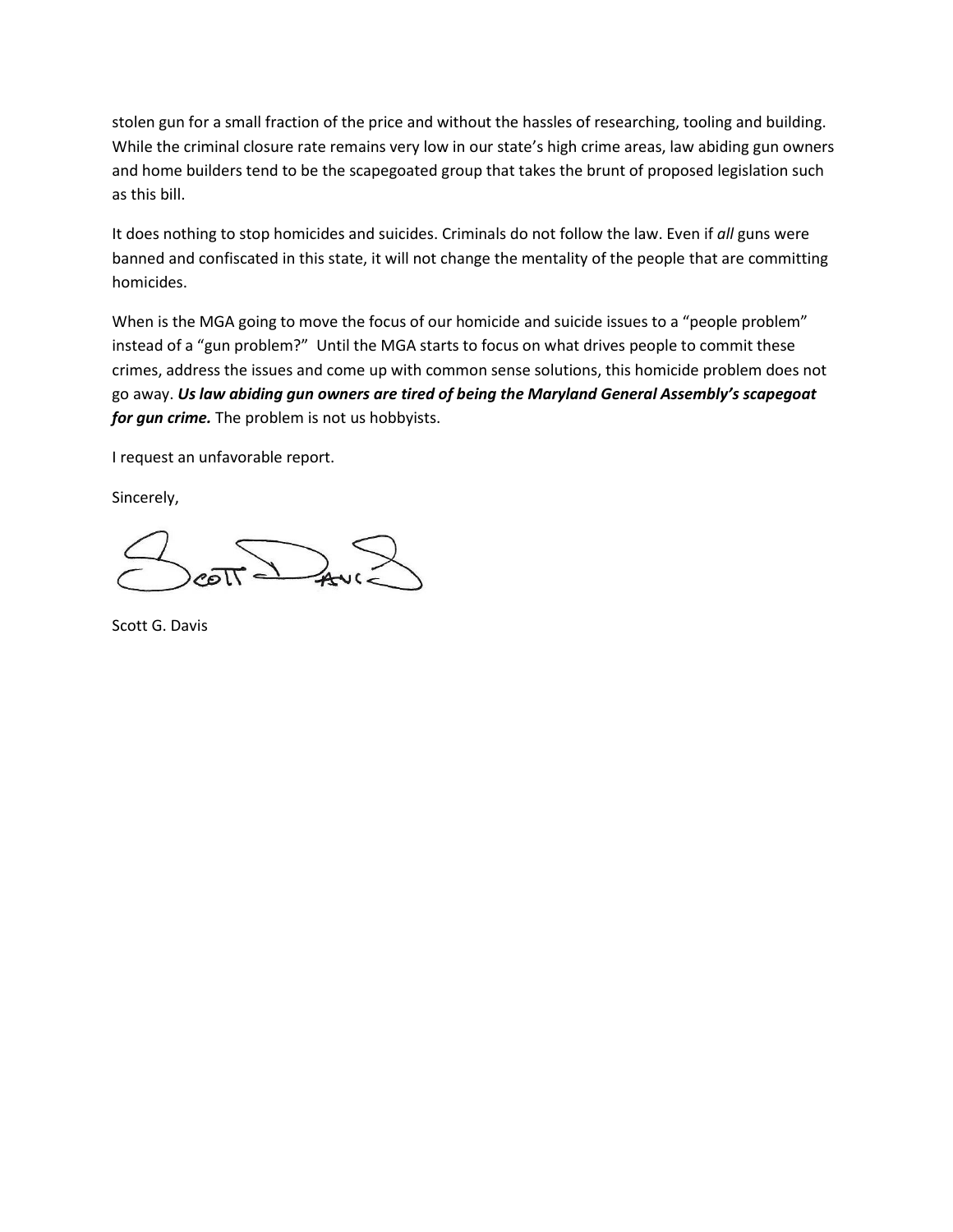stolen gun for a small fraction of the price and without the hassles of researching, tooling and building. While the criminal closure rate remains very low in our state's high crime areas, law abiding gun owners and home builders tend to be the scapegoated group that takes the brunt of proposed legislation such as this bill.

It does nothing to stop homicides and suicides. Criminals do not follow the law. Even if *all* guns were banned and confiscated in this state, it will not change the mentality of the people that are committing homicides.

When is the MGA going to move the focus of our homicide and suicide issues to a "people problem" instead of a "gun problem?" Until the MGA starts to focus on what drives people to commit these crimes, address the issues and come up with common sense solutions, this homicide problem does not go away. ***Us law abiding gun owners are tired of being the Maryland General Assembly's scapegoat for gun crime.*** The problem is not us hobbyists.

I request an unfavorable report.

Sincerely,

Scott G. Davis